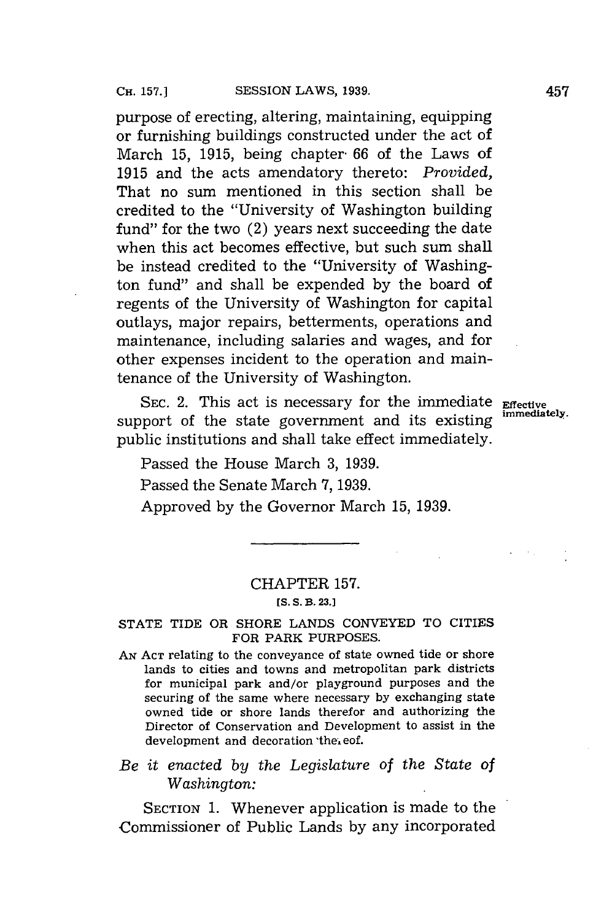purpose of erecting, altering, maintaining, equipping or furnishing buildings constructed under the act of March 15, 1915, being chapter 66 of the Laws of 1915 and the acts amendatory thereto: *Provided,* That no sum mentioned in this section shall be credited to the "University of Washington building fund" for the two (2) years next succeeding the date when this act becomes effective, but such sum shall be instead credited to the "University of Washington fund" and shall be expended by the board of regents of the University of Washington for capital outlays, major repairs, betterments, operations and maintenance, including salaries and wages, and for other expenses incident to the operation and maintenance of the University of Washington.

SEC. 2. This act is necessary for the immediate support of the state government and its existing public institutions and shall take effect immediately.

**Effective immediately.**

Passed the House March 3, 1939.

Passed the Senate March 7, 1939.

Approved by the Governor March 15, 1939.

---

## CHAPTER 157.

[S. S. B. 23.]

### STATE TIDE OR SHORE LANDS CONVEYED TO CITIES FOR PARK PURPOSES.

AN ACT relating to the conveyance of state owned tide or shore lands to cities and towns and metropolitan park districts for municipal park and/or playground purposes and the securing of the same where necessary by exchanging state owned tide or shore lands therefor and authorizing the Director of Conservation and Development to assist in the development and decoration thereof.

*Be it enacted by the Legislature of the State of Washington:*

SECTION 1. Whenever application is made to the Commissioner of Public Lands by any incorporated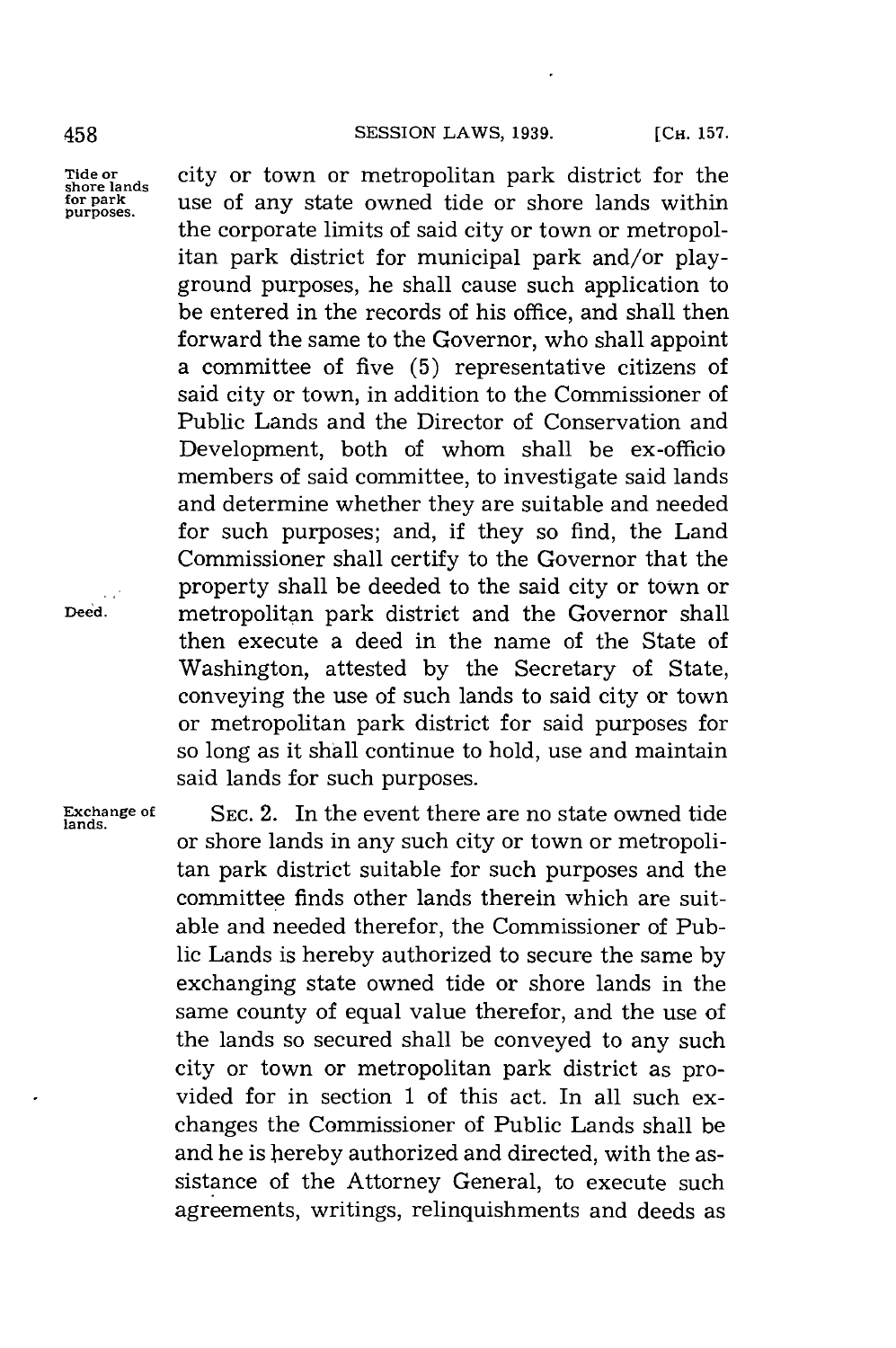city or town or metropolitan park district for the use of any state owned tide or shore lands within the corporate limits of said city or town or metropolitan park district for municipal park and/or playground purposes, he shall cause such application to be entered in the records of his office, and shall then forward the same to the Governor, who shall appoint a committee of five (5) representative citizens of said city or town, in addition to the Commissioner of Public Lands and the Director of Conservation and Development, both of whom shall be ex-officio members of said committee, to investigate said lands and determine whether they are suitable and needed for such purposes; and, if they so find, the Land Commissioner shall certify to the Governor that the property shall be deeded to the said city or town or metropolitan park district and the Governor shall then execute a deed in the name of the State of Washington, attested by the Secretary of State, conveying the use of such lands to said city or town or metropolitan park district for said purposes for so long as it shall continue to hold, use and maintain said lands for such purposes.

SEC. 2. In the event there are no state owned tide or shore lands in any such city or town or metropolitan park district suitable for such purposes and the committee finds other lands therein which are suitable and needed therefor, the Commissioner of Public Lands is hereby authorized to secure the same by exchanging state owned tide or shore lands in the same county of equal value therefor, and the use of the lands so secured shall be conveyed to any such city or town or metropolitan park district as provided for in section 1 of this act. In all such exchanges the Commissioner of Public Lands shall be and he is hereby authorized and directed, with the assistance of the Attorney General, to execute such agreements, writings, relinquishments and deeds as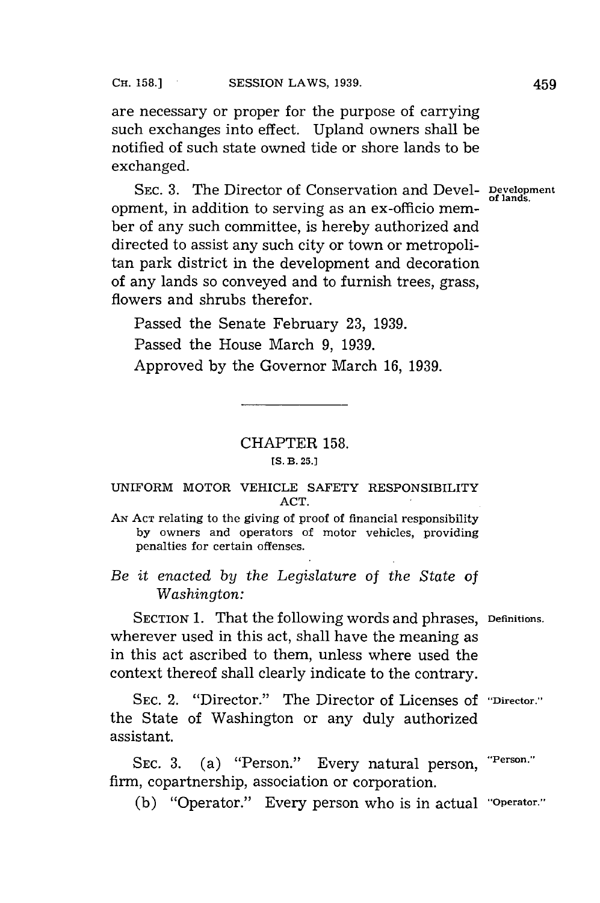are necessary or proper for the purpose of carrying such exchanges into effect. Upland owners shall be notified of such state owned tide or shore lands to be exchanged.

SEC. 3. The Director of Conservation and Development, in addition to serving as an ex-officio member of any such committee, is hereby authorized and directed to assist any such city or town or metropolitan park district in the development and decoration of any lands so conveyed and to furnish trees, grass, flowers and shrubs therefor. **Development of lands.**

Passed the Senate February 23, 1939.

Passed the House March 9, 1939.

Approved by the Governor March 16, 1939.

---

## CHAPTER 158.

[S. B. 25.]

### UNIFORM MOTOR VEHICLE SAFETY RESPONSIBILITY ACT.

AN ACT relating to the giving of proof of financial responsibility by owners and operators of motor vehicles, providing penalties for certain offenses.

*Be it enacted by the Legislature of the State of Washington:*

SECTION 1. That the following words and phrases, wherever used in this act, shall have the meaning as in this act ascribed to them, unless where used the context thereof shall clearly indicate to the contrary. **Definitions.**

SEC. 2. "Director." The Director of Licenses of the State of Washington or any duly authorized assistant. **"Director."**

SEC. 3. (a) "Person." Every natural person, firm, copartnership, association or corporation. **"Person."**

(b) "Operator." Every person who is in actual **"Operator."**